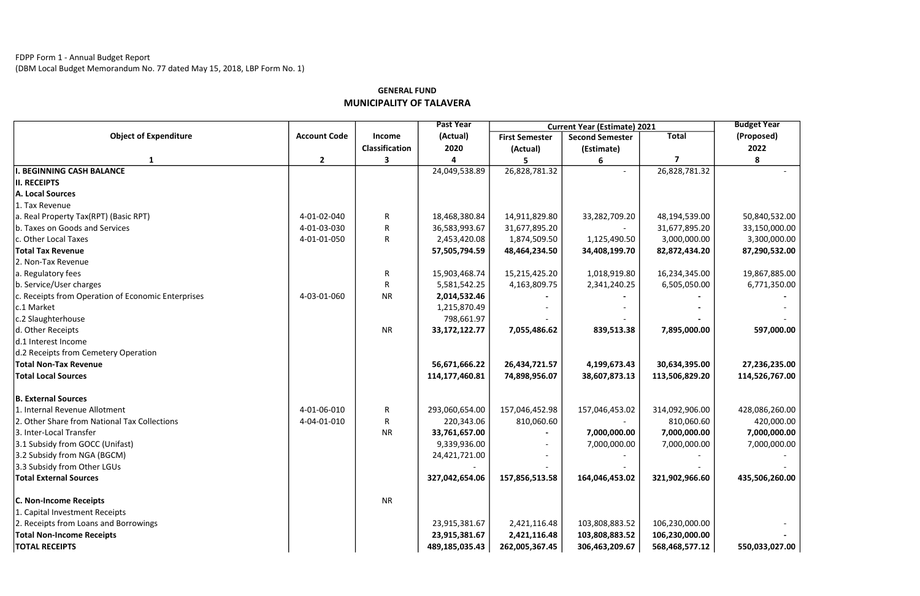FDPP Form 1 - Annual Budget Report
(DBM Local Budget Memorandum No. 77 dated May 15, 2018, LBP Form No. 1)

**GENERAL FUND**

**MUNICIPALITY OF TALAVERA**

| Object of Expenditure | Account Code | Income Classification | Past Year (Actual) 2020 | Current Year (Estimate) 2021 | | | Budget Year (Proposed) 2022 |
|---|---|---|---|---|---|---|---|
| | | | | First Semester (Actual) | Second Semester (Estimate) | Total | |
| 1 | 2 | 3 | 4 | 5 | 6 | 7 | 8 |
| **I. BEGINNING CASH BALANCE** | | | 24,049,538.89 | 26,828,781.32 | - | 26,828,781.32 | - |
| **II. RECEIPTS** | | | | | | | |
| **A. Local Sources** | | | | | | | |
| 1. Tax Revenue | | | | | | | |
| a. Real Property Tax(RPT) (Basic RPT) | 4-01-02-040 | R | 18,468,380.84 | 14,911,829.80 | 33,282,709.20 | 48,194,539.00 | 50,840,532.00 |
| b. Taxes on Goods and Services | 4-01-03-030 | R | 36,583,993.67 | 31,677,895.20 | - | 31,677,895.20 | 33,150,000.00 |
| c. Other Local Taxes | 4-01-01-050 | R | 2,453,420.08 | 1,874,509.50 | 1,125,490.50 | 3,000,000.00 | 3,300,000.00 |
| **Total Tax Revenue** | | | **57,505,794.59** | **48,464,234.50** | **34,408,199.70** | **82,872,434.20** | **87,290,532.00** |
| 2. Non-Tax Revenue | | | | | | | |
| a. Regulatory fees | | R | 15,903,468.74 | 15,215,425.20 | 1,018,919.80 | 16,234,345.00 | 19,867,885.00 |
| b. Service/User charges | | R | 5,581,542.25 | 4,163,809.75 | 2,341,240.25 | 6,505,050.00 | 6,771,350.00 |
| c. Receipts from Operation of Economic Enterprises | 4-03-01-060 | NR | **2,014,532.46** | **-** | **-** | **-** | **-** |
| c.1 Market | | | 1,215,870.49 | - | - | - | - |
| c.2 Slaughterhouse | | | 798,661.97 | - | - | - | - |
| d. Other Receipts | | NR | **33,172,122.77** | **7,055,486.62** | **839,513.38** | **7,895,000.00** | **597,000.00** |
| d.1 Interest Income | | | | | | | |
| d.2 Receipts from Cemetery Operation | | | | | | | |
| **Total Non-Tax Revenue** | | | **56,671,666.22** | **26,434,721.57** | **4,199,673.43** | **30,634,395.00** | **27,236,235.00** |
| **Total Local Sources** | | | **114,177,460.81** | **74,898,956.07** | **38,607,873.13** | **113,506,829.20** | **114,526,767.00** |
| **B. External Sources** | | | | | | | |
| 1. Internal Revenue Allotment | 4-01-06-010 | R | 293,060,654.00 | 157,046,452.98 | 157,046,453.02 | 314,092,906.00 | 428,086,260.00 |
| 2. Other Share from National Tax Collections | 4-04-01-010 | R | 220,343.06 | 810,060.60 | - | 810,060.60 | 420,000.00 |
| 3. Inter-Local Transfer | | NR | **33,761,657.00** | **-** | **7,000,000.00** | **7,000,000.00** | **7,000,000.00** |
| 3.1 Subsidy from GOCC (Unifast) | | | 9,339,936.00 | - | 7,000,000.00 | 7,000,000.00 | 7,000,000.00 |
| 3.2 Subsidy from NGA (BGCM) | | | 24,421,721.00 | - | - | - | - |
| 3.3 Subsidy from Other LGUs | | | - | - | - | - | - |
| **Total External Sources** | | | **327,042,654.06** | **157,856,513.58** | **164,046,453.02** | **321,902,966.60** | **435,506,260.00** |
| **C. Non-Income Receipts** | | NR | | | | | |
| 1. Capital Investment Receipts | | | | | | | |
| 2. Receipts from Loans and Borrowings | | | 23,915,381.67 | 2,421,116.48 | 103,808,883.52 | 106,230,000.00 | - |
| **Total Non-Income Receipts** | | | **23,915,381.67** | **2,421,116.48** | **103,808,883.52** | **106,230,000.00** | **-** |
| **TOTAL RECEIPTS** | | | **489,185,035.43** | **262,005,367.45** | **306,463,209.67** | **568,468,577.12** | **550,033,027.00** |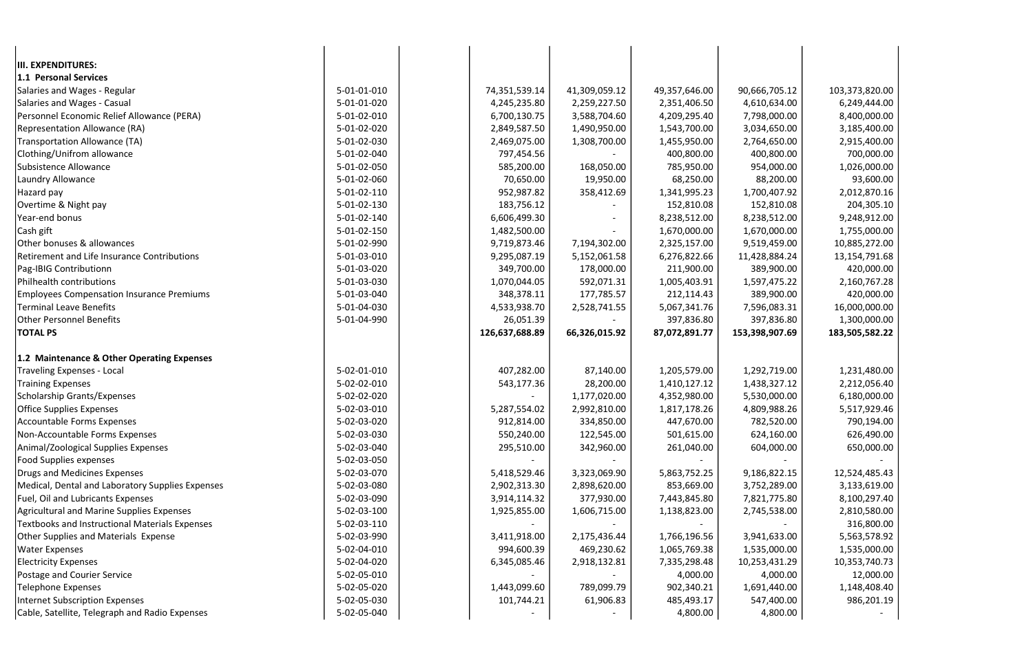| III. EXPENDITURES: | | | | | | | |
|---|---|---|---|---|---|---|---|
| **1.1 Personal Services** | | | | | | | |
| Salaries and Wages - Regular | 5-01-01-010 | | 74,351,539.14 | 41,309,059.12 | 49,357,646.00 | 90,666,705.12 | 103,373,820.00 |
| Salaries and Wages - Casual | 5-01-01-020 | | 4,245,235.80 | 2,259,227.50 | 2,351,406.50 | 4,610,634.00 | 6,249,444.00 |
| Personnel Economic Relief Allowance (PERA) | 5-01-02-010 | | 6,700,130.75 | 3,588,704.60 | 4,209,295.40 | 7,798,000.00 | 8,400,000.00 |
| Representation Allowance (RA) | 5-01-02-020 | | 2,849,587.50 | 1,490,950.00 | 1,543,700.00 | 3,034,650.00 | 3,185,400.00 |
| Transportation Allowance (TA) | 5-01-02-030 | | 2,469,075.00 | 1,308,700.00 | 1,455,950.00 | 2,764,650.00 | 2,915,400.00 |
| Clothing/Unifrom allowance | 5-01-02-040 | | 797,454.56 | - | 400,800.00 | 400,800.00 | 700,000.00 |
| Subsistence Allowance | 5-01-02-050 | | 585,200.00 | 168,050.00 | 785,950.00 | 954,000.00 | 1,026,000.00 |
| Laundry Allowance | 5-01-02-060 | | 70,650.00 | 19,950.00 | 68,250.00 | 88,200.00 | 93,600.00 |
| Hazard pay | 5-01-02-110 | | 952,987.82 | 358,412.69 | 1,341,995.23 | 1,700,407.92 | 2,012,870.16 |
| Overtime & Night pay | 5-01-02-130 | | 183,756.12 | - | 152,810.08 | 152,810.08 | 204,305.10 |
| Year-end bonus | 5-01-02-140 | | 6,606,499.30 | - | 8,238,512.00 | 8,238,512.00 | 9,248,912.00 |
| Cash gift | 5-01-02-150 | | 1,482,500.00 | - | 1,670,000.00 | 1,670,000.00 | 1,755,000.00 |
| Other bonuses & allowances | 5-01-02-990 | | 9,719,873.46 | 7,194,302.00 | 2,325,157.00 | 9,519,459.00 | 10,885,272.00 |
| Retirement and Life Insurance Contributions | 5-01-03-010 | | 9,295,087.19 | 5,152,061.58 | 6,276,822.66 | 11,428,884.24 | 13,154,791.68 |
| Pag-IBIG Contributionn | 5-01-03-020 | | 349,700.00 | 178,000.00 | 211,900.00 | 389,900.00 | 420,000.00 |
| Philhealth contributions | 5-01-03-030 | | 1,070,044.05 | 592,071.31 | 1,005,403.91 | 1,597,475.22 | 2,160,767.28 |
| Employees Compensation Insurance Premiums | 5-01-03-040 | | 348,378.11 | 177,785.57 | 212,114.43 | 389,900.00 | 420,000.00 |
| Terminal Leave Benefits | 5-01-04-030 | | 4,533,938.70 | 2,528,741.55 | 5,067,341.76 | 7,596,083.31 | 16,000,000.00 |
| Other Personnel Benefits | 5-01-04-990 | | 26,051.39 | - | 397,836.80 | 397,836.80 | 1,300,000.00 |
| **TOTAL PS** | | | **126,637,688.89** | **66,326,015.92** | **87,072,891.77** | **153,398,907.69** | **183,505,582.22** |
| | | | | | | | |
| **1.2 Maintenance & Other Operating Expenses** | | | | | | | |
| Traveling Expenses - Local | 5-02-01-010 | | 407,282.00 | 87,140.00 | 1,205,579.00 | 1,292,719.00 | 1,231,480.00 |
| Training Expenses | 5-02-02-010 | | 543,177.36 | 28,200.00 | 1,410,127.12 | 1,438,327.12 | 2,212,056.40 |
| Scholarship Grants/Expenses | 5-02-02-020 | | - | 1,177,020.00 | 4,352,980.00 | 5,530,000.00 | 6,180,000.00 |
| Office Supplies Expenses | 5-02-03-010 | | 5,287,554.02 | 2,992,810.00 | 1,817,178.26 | 4,809,988.26 | 5,517,929.46 |
| Accountable Forms Expenses | 5-02-03-020 | | 912,814.00 | 334,850.00 | 447,670.00 | 782,520.00 | 790,194.00 |
| Non-Accountable Forms Expenses | 5-02-03-030 | | 550,240.00 | 122,545.00 | 501,615.00 | 624,160.00 | 626,490.00 |
| Animal/Zoological Supplies Expenses | 5-02-03-040 | | 295,510.00 | 342,960.00 | 261,040.00 | 604,000.00 | 650,000.00 |
| Food Supplies expenses | 5-02-03-050 | | - | - | - | - | - |
| Drugs and Medicines Expenses | 5-02-03-070 | | 5,418,529.46 | 3,323,069.90 | 5,863,752.25 | 9,186,822.15 | 12,524,485.43 |
| Medical, Dental and Laboratory Supplies Expenses | 5-02-03-080 | | 2,902,313.30 | 2,898,620.00 | 853,669.00 | 3,752,289.00 | 3,133,619.00 |
| Fuel, Oil and Lubricants Expenses | 5-02-03-090 | | 3,914,114.32 | 377,930.00 | 7,443,845.80 | 7,821,775.80 | 8,100,297.40 |
| Agricultural and Marine Supplies Expenses | 5-02-03-100 | | 1,925,855.00 | 1,606,715.00 | 1,138,823.00 | 2,745,538.00 | 2,810,580.00 |
| Textbooks and Instructional Materials Expenses | 5-02-03-110 | | - | - | - | - | 316,800.00 |
| Other Supplies and Materials Expense | 5-02-03-990 | | 3,411,918.00 | 2,175,436.44 | 1,766,196.56 | 3,941,633.00 | 5,563,578.92 |
| Water Expenses | 5-02-04-010 | | 994,600.39 | 469,230.62 | 1,065,769.38 | 1,535,000.00 | 1,535,000.00 |
| Electricity Expenses | 5-02-04-020 | | 6,345,085.46 | 2,918,132.81 | 7,335,298.48 | 10,253,431.29 | 10,353,740.73 |
| Postage and Courier Service | 5-02-05-010 | | - | - | 4,000.00 | 4,000.00 | 12,000.00 |
| Telephone Expenses | 5-02-05-020 | | 1,443,099.60 | 789,099.79 | 902,340.21 | 1,691,440.00 | 1,148,408.40 |
| Internet Subscription Expenses | 5-02-05-030 | | 101,744.21 | 61,906.83 | 485,493.17 | 547,400.00 | 986,201.19 |
| Cable, Satellite, Telegraph and Radio Expenses | 5-02-05-040 | | - | - | 4,800.00 | 4,800.00 | - |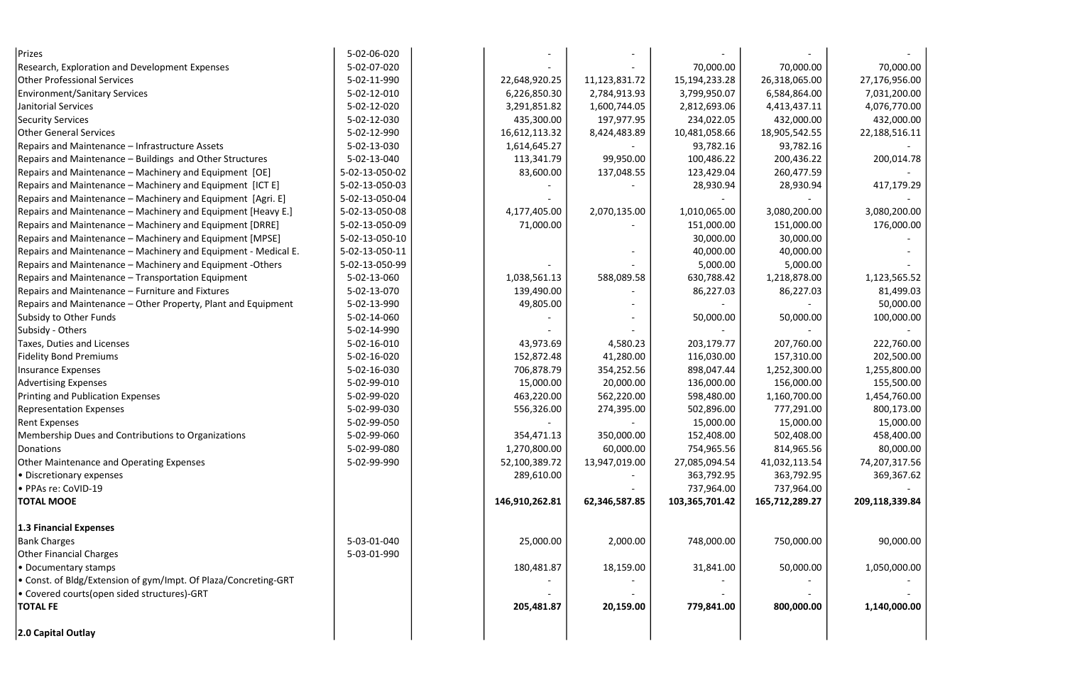| | | | | | | | |
|---|---|---|---|---|---|---|---|
| Prizes | 5-02-06-020 | | - | - | - | - | - |
| Research, Exploration and Development Expenses | 5-02-07-020 | | - | - | 70,000.00 | 70,000.00 | 70,000.00 |
| Other Professional Services | 5-02-11-990 | | 22,648,920.25 | 11,123,831.72 | 15,194,233.28 | 26,318,065.00 | 27,176,956.00 |
| Environment/Sanitary Services | 5-02-12-010 | | 6,226,850.30 | 2,784,913.93 | 3,799,950.07 | 6,584,864.00 | 7,031,200.00 |
| Janitorial Services | 5-02-12-020 | | 3,291,851.82 | 1,600,744.05 | 2,812,693.06 | 4,413,437.11 | 4,076,770.00 |
| Security Services | 5-02-12-030 | | 435,300.00 | 197,977.95 | 234,022.05 | 432,000.00 | 432,000.00 |
| Other General Services | 5-02-12-990 | | 16,612,113.32 | 8,424,483.89 | 10,481,058.66 | 18,905,542.55 | 22,188,516.11 |
| Repairs and Maintenance – Infrastructure Assets | 5-02-13-030 | | 1,614,645.27 | - | 93,782.16 | 93,782.16 | - |
| Repairs and Maintenance – Buildings and Other Structures | 5-02-13-040 | | 113,341.79 | 99,950.00 | 100,486.22 | 200,436.22 | 200,014.78 |
| Repairs and Maintenance – Machinery and Equipment [OE] | 5-02-13-050-02 | | 83,600.00 | 137,048.55 | 123,429.04 | 260,477.59 | - |
| Repairs and Maintenance – Machinery and Equipment [ICT E] | 5-02-13-050-03 | | - | - | 28,930.94 | 28,930.94 | 417,179.29 |
| Repairs and Maintenance – Machinery and Equipment [Agri. E] | 5-02-13-050-04 | | - | | - | - | - |
| Repairs and Maintenance – Machinery and Equipment [Heavy E.] | 5-02-13-050-08 | | 4,177,405.00 | 2,070,135.00 | 1,010,065.00 | 3,080,200.00 | 3,080,200.00 |
| Repairs and Maintenance – Machinery and Equipment [DRRE] | 5-02-13-050-09 | | 71,000.00 | - | 151,000.00 | 151,000.00 | 176,000.00 |
| Repairs and Maintenance – Machinery and Equipment [MPSE] | 5-02-13-050-10 | | | | 30,000.00 | 30,000.00 | - |
| Repairs and Maintenance – Machinery and Equipment - Medical E. | 5-02-13-050-11 | | | - | 40,000.00 | 40,000.00 | - |
| Repairs and Maintenance – Machinery and Equipment -Others | 5-02-13-050-99 | | - | - | 5,000.00 | 5,000.00 | - |
| Repairs and Maintenance – Transportation Equipment | 5-02-13-060 | | 1,038,561.13 | 588,089.58 | 630,788.42 | 1,218,878.00 | 1,123,565.52 |
| Repairs and Maintenance – Furniture and Fixtures | 5-02-13-070 | | 139,490.00 | - | 86,227.03 | 86,227.03 | 81,499.03 |
| Repairs and Maintenance – Other Property, Plant and Equipment | 5-02-13-990 | | 49,805.00 | - | - | - | 50,000.00 |
| Subsidy to Other Funds | 5-02-14-060 | | - | - | 50,000.00 | 50,000.00 | 100,000.00 |
| Subsidy - Others | 5-02-14-990 | | - | - | - | - | - |
| Taxes, Duties and Licenses | 5-02-16-010 | | 43,973.69 | 4,580.23 | 203,179.77 | 207,760.00 | 222,760.00 |
| Fidelity Bond Premiums | 5-02-16-020 | | 152,872.48 | 41,280.00 | 116,030.00 | 157,310.00 | 202,500.00 |
| Insurance Expenses | 5-02-16-030 | | 706,878.79 | 354,252.56 | 898,047.44 | 1,252,300.00 | 1,255,800.00 |
| Advertising Expenses | 5-02-99-010 | | 15,000.00 | 20,000.00 | 136,000.00 | 156,000.00 | 155,500.00 |
| Printing and Publication Expenses | 5-02-99-020 | | 463,220.00 | 562,220.00 | 598,480.00 | 1,160,700.00 | 1,454,760.00 |
| Representation Expenses | 5-02-99-030 | | 556,326.00 | 274,395.00 | 502,896.00 | 777,291.00 | 800,173.00 |
| Rent Expenses | 5-02-99-050 | | - | - | 15,000.00 | 15,000.00 | 15,000.00 |
| Membership Dues and Contributions to Organizations | 5-02-99-060 | | 354,471.13 | 350,000.00 | 152,408.00 | 502,408.00 | 458,400.00 |
| Donations | 5-02-99-080 | | 1,270,800.00 | 60,000.00 | 754,965.56 | 814,965.56 | 80,000.00 |
| Other Maintenance and Operating Expenses | 5-02-99-990 | | 52,100,389.72 | 13,947,019.00 | 27,085,094.54 | 41,032,113.54 | 74,207,317.56 |
| • Discretionary expenses | | | 289,610.00 | - | 363,792.95 | 363,792.95 | 369,367.62 |
| • PPAs re: CoVID-19 | | | - | - | 737,964.00 | 737,964.00 | - |
| **TOTAL MOOE** | | | **146,910,262.81** | **62,346,587.85** | **103,365,701.42** | **165,712,289.27** | **209,118,339.84** |
| | | | | | | | |
| **1.3 Financial Expenses** | | | | | | | |
| Bank Charges | 5-03-01-040 | | 25,000.00 | 2,000.00 | 748,000.00 | 750,000.00 | 90,000.00 |
| Other Financial Charges | 5-03-01-990 | | | | | | |
| • Documentary stamps | | | 180,481.87 | 18,159.00 | 31,841.00 | 50,000.00 | 1,050,000.00 |
| • Const. of Bldg/Extension of gym/Impt. Of Plaza/Concreting-GRT | | | - | - | - | - | - |
| • Covered courts(open sided structures)-GRT | | | - | - | - | - | - |
| **TOTAL FE** | | | **205,481.87** | **20,159.00** | **779,841.00** | **800,000.00** | **1,140,000.00** |
| | | | | | | | |
| **2.0 Capital Outlay** | | | | | | | |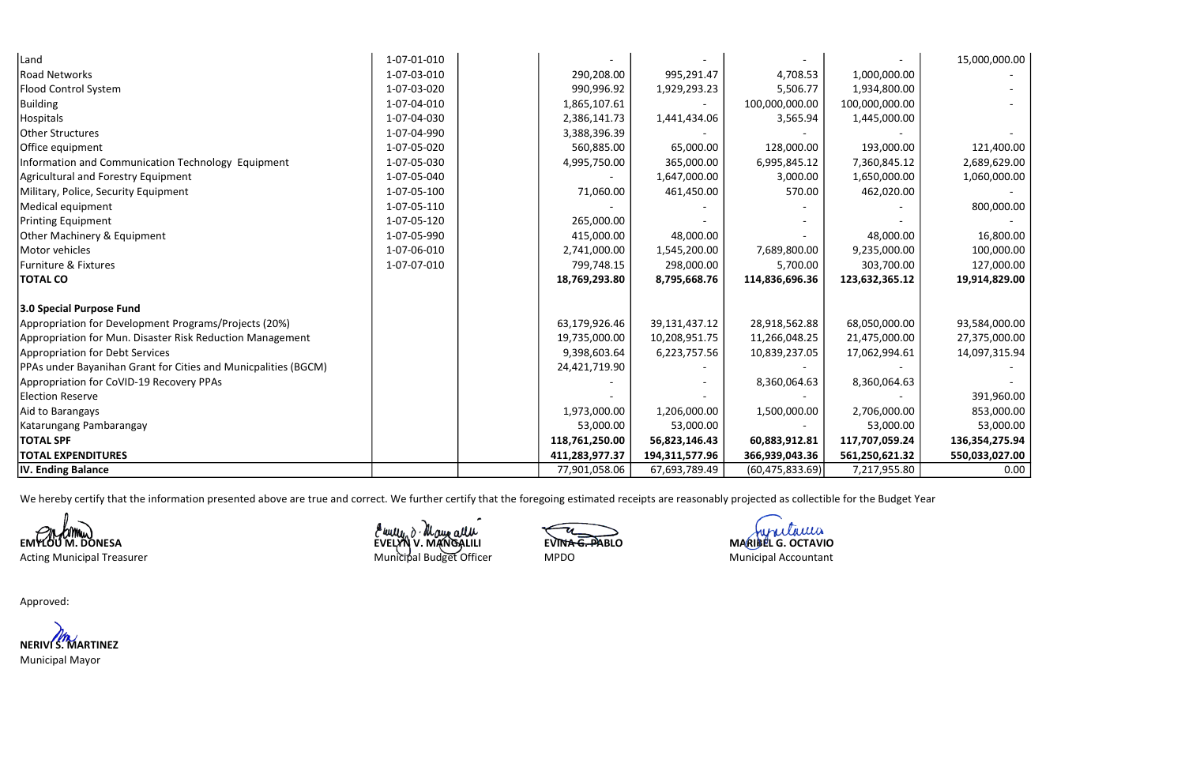| | | | | | | | |
|---|---|---|---|---|---|---|---|
| Land | 1-07-01-010 | | - | - | - | - | 15,000,000.00 |
| Road Networks | 1-07-03-010 | | 290,208.00 | 995,291.47 | 4,708.53 | 1,000,000.00 | - |
| Flood Control System | 1-07-03-020 | | 990,996.92 | 1,929,293.23 | 5,506.77 | 1,934,800.00 | - |
| Building | 1-07-04-010 | | 1,865,107.61 | - | 100,000,000.00 | 100,000,000.00 | - |
| Hospitals | 1-07-04-030 | | 2,386,141.73 | 1,441,434.06 | 3,565.94 | 1,445,000.00 | |
| Other Structures | 1-07-04-990 | | 3,388,396.39 | - | - | - | - |
| Office equipment | 1-07-05-020 | | 560,885.00 | 65,000.00 | 128,000.00 | 193,000.00 | 121,400.00 |
| Information and Communication Technology Equipment | 1-07-05-030 | | 4,995,750.00 | 365,000.00 | 6,995,845.12 | 7,360,845.12 | 2,689,629.00 |
| Agricultural and Forestry Equipment | 1-07-05-040 | | - | 1,647,000.00 | 3,000.00 | 1,650,000.00 | 1,060,000.00 |
| Military, Police, Security Equipment | 1-07-05-100 | | 71,060.00 | 461,450.00 | 570.00 | 462,020.00 | - |
| Medical equipment | 1-07-05-110 | | - | - | - | - | 800,000.00 |
| Printing Equipment | 1-07-05-120 | | 265,000.00 | - | - | - | - |
| Other Machinery & Equipment | 1-07-05-990 | | 415,000.00 | 48,000.00 | - | 48,000.00 | 16,800.00 |
| Motor vehicles | 1-07-06-010 | | 2,741,000.00 | 1,545,200.00 | 7,689,800.00 | 9,235,000.00 | 100,000.00 |
| Furniture & Fixtures | 1-07-07-010 | | 799,748.15 | 298,000.00 | 5,700.00 | 303,700.00 | 127,000.00 |
| **TOTAL CO** | | | **18,769,293.80** | **8,795,668.76** | **114,836,696.36** | **123,632,365.12** | **19,914,829.00** |
| | | | | | | | |
| **3.0 Special Purpose Fund** | | | | | | | |
| Appropriation for Development Programs/Projects (20%) | | | 63,179,926.46 | 39,131,437.12 | 28,918,562.88 | 68,050,000.00 | 93,584,000.00 |
| Appropriation for Mun. Disaster Risk Reduction Management | | | 19,735,000.00 | 10,208,951.75 | 11,266,048.25 | 21,475,000.00 | 27,375,000.00 |
| Appropriation for Debt Services | | | 9,398,603.64 | 6,223,757.56 | 10,839,237.05 | 17,062,994.61 | 14,097,315.94 |
| PPAs under Bayanihan Grant for Cities and Municpalities (BGCM) | | | 24,421,719.90 | - | - | - | - |
| Appropriation for CoVID-19 Recovery PPAs | | | - | - | 8,360,064.63 | 8,360,064.63 | - |
| Election Reserve | | | - | - | - | - | 391,960.00 |
| Aid to Barangays | | | 1,973,000.00 | 1,206,000.00 | 1,500,000.00 | 2,706,000.00 | 853,000.00 |
| Katarungang Pambarangay | | | 53,000.00 | 53,000.00 | - | 53,000.00 | 53,000.00 |
| **TOTAL SPF** | | | **118,761,250.00** | **56,823,146.43** | **60,883,912.81** | **117,707,059.24** | **136,354,275.94** |
| **TOTAL EXPENDITURES** | | | **411,283,977.37** | **194,311,577.96** | **366,939,043.36** | **561,250,621.32** | **550,033,027.00** |
| **IV. Ending Balance** | | | 77,901,058.06 | 67,693,789.49 | (60,475,833.69) | 7,217,955.80 | 0.00 |

We hereby certify that the information presented above are true and correct. We further certify that the foregoing estimated receipts are reasonably projected as collectible for the Budget Year

**EMYLOU M. DONESA**
Acting Municipal Treasurer

**EVELYN V. MANGALILI**
Municipal Budget Officer

**EVINA G. PABLO**
MPDO

**MARIBEL G. OCTAVIO**
Municipal Accountant

Approved:

**NERIVI S. MARTINEZ**
Municipal Mayor